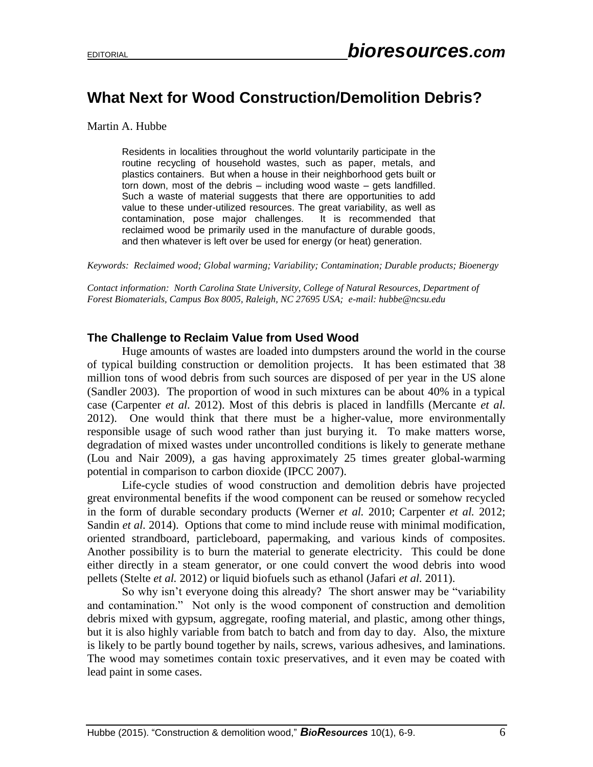# What Next for Wood Construction/Demolition Debris?

Martin A. Hubbe

> Residents in localities throughout the world voluntarily participate in the routine recycling of household wastes, such as paper, metals, and plastics containers. But when a house in their neighborhood gets built or torn down, most of the debris – including wood waste – gets landfilled. Such a waste of material suggests that there are opportunities to add value to these under-utilized resources. The great variability, as well as contamination, pose major challenges. It is recommended that reclaimed wood be primarily used in the manufacture of durable goods, and then whatever is left over be used for energy (or heat) generation.

*Keywords: Reclaimed wood; Global warming; Variability; Contamination; Durable products; Bioenergy*

*Contact information: North Carolina State University, College of Natural Resources, Department of Forest Biomaterials, Campus Box 8005, Raleigh, NC 27695 USA; e-mail: hubbe@ncsu.edu*

## The Challenge to Reclaim Value from Used Wood

Huge amounts of wastes are loaded into dumpsters around the world in the course of typical building construction or demolition projects. It has been estimated that 38 million tons of wood debris from such sources are disposed of per year in the US alone (Sandler 2003). The proportion of wood in such mixtures can be about 40% in a typical case (Carpenter *et al.* 2012). Most of this debris is placed in landfills (Mercante *et al.* 2012). One would think that there must be a higher-value, more environmentally responsible usage of such wood rather than just burying it. To make matters worse, degradation of mixed wastes under uncontrolled conditions is likely to generate methane (Lou and Nair 2009), a gas having approximately 25 times greater global-warming potential in comparison to carbon dioxide (IPCC 2007).

Life-cycle studies of wood construction and demolition debris have projected great environmental benefits if the wood component can be reused or somehow recycled in the form of durable secondary products (Werner *et al.* 2010; Carpenter *et al.* 2012; Sandin *et al.* 2014). Options that come to mind include reuse with minimal modification, oriented strandboard, particleboard, papermaking, and various kinds of composites. Another possibility is to burn the material to generate electricity. This could be done either directly in a steam generator, or one could convert the wood debris into wood pellets (Stelte *et al.* 2012) or liquid biofuels such as ethanol (Jafari *et al.* 2011).

So why isn't everyone doing this already? The short answer may be "variability and contamination." Not only is the wood component of construction and demolition debris mixed with gypsum, aggregate, roofing material, and plastic, among other things, but it is also highly variable from batch to batch and from day to day. Also, the mixture is likely to be partly bound together by nails, screws, various adhesives, and laminations. The wood may sometimes contain toxic preservatives, and it even may be coated with lead paint in some cases.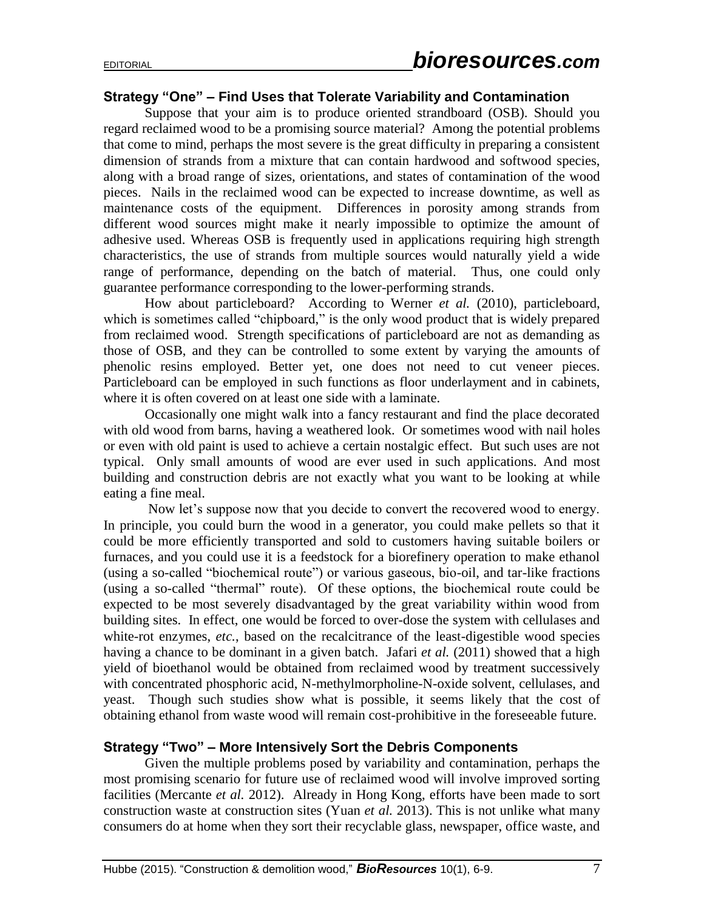## Strategy "One" – Find Uses that Tolerate Variability and Contamination

Suppose that your aim is to produce oriented strandboard (OSB). Should you regard reclaimed wood to be a promising source material? Among the potential problems that come to mind, perhaps the most severe is the great difficulty in preparing a consistent dimension of strands from a mixture that can contain hardwood and softwood species, along with a broad range of sizes, orientations, and states of contamination of the wood pieces. Nails in the reclaimed wood can be expected to increase downtime, as well as maintenance costs of the equipment. Differences in porosity among strands from different wood sources might make it nearly impossible to optimize the amount of adhesive used. Whereas OSB is frequently used in applications requiring high strength characteristics, the use of strands from multiple sources would naturally yield a wide range of performance, depending on the batch of material. Thus, one could only guarantee performance corresponding to the lower-performing strands.

How about particleboard? According to Werner *et al.* (2010), particleboard, which is sometimes called "chipboard," is the only wood product that is widely prepared from reclaimed wood. Strength specifications of particleboard are not as demanding as those of OSB, and they can be controlled to some extent by varying the amounts of phenolic resins employed. Better yet, one does not need to cut veneer pieces. Particleboard can be employed in such functions as floor underlayment and in cabinets, where it is often covered on at least one side with a laminate.

Occasionally one might walk into a fancy restaurant and find the place decorated with old wood from barns, having a weathered look. Or sometimes wood with nail holes or even with old paint is used to achieve a certain nostalgic effect. But such uses are not typical. Only small amounts of wood are ever used in such applications. And most building and construction debris are not exactly what you want to be looking at while eating a fine meal.

Now let's suppose now that you decide to convert the recovered wood to energy. In principle, you could burn the wood in a generator, you could make pellets so that it could be more efficiently transported and sold to customers having suitable boilers or furnaces, and you could use it is a feedstock for a biorefinery operation to make ethanol (using a so-called "biochemical route") or various gaseous, bio-oil, and tar-like fractions (using a so-called "thermal" route). Of these options, the biochemical route could be expected to be most severely disadvantaged by the great variability within wood from building sites. In effect, one would be forced to over-dose the system with cellulases and white-rot enzymes, *etc.*, based on the recalcitrance of the least-digestible wood species having a chance to be dominant in a given batch. Jafari *et al.* (2011) showed that a high yield of bioethanol would be obtained from reclaimed wood by treatment successively with concentrated phosphoric acid, N-methylmorpholine-N-oxide solvent, cellulases, and yeast. Though such studies show what is possible, it seems likely that the cost of obtaining ethanol from waste wood will remain cost-prohibitive in the foreseeable future.

## Strategy "Two" – More Intensively Sort the Debris Components

Given the multiple problems posed by variability and contamination, perhaps the most promising scenario for future use of reclaimed wood will involve improved sorting facilities (Mercante *et al.* 2012). Already in Hong Kong, efforts have been made to sort construction waste at construction sites (Yuan *et al.* 2013). This is not unlike what many consumers do at home when they sort their recyclable glass, newspaper, office waste, and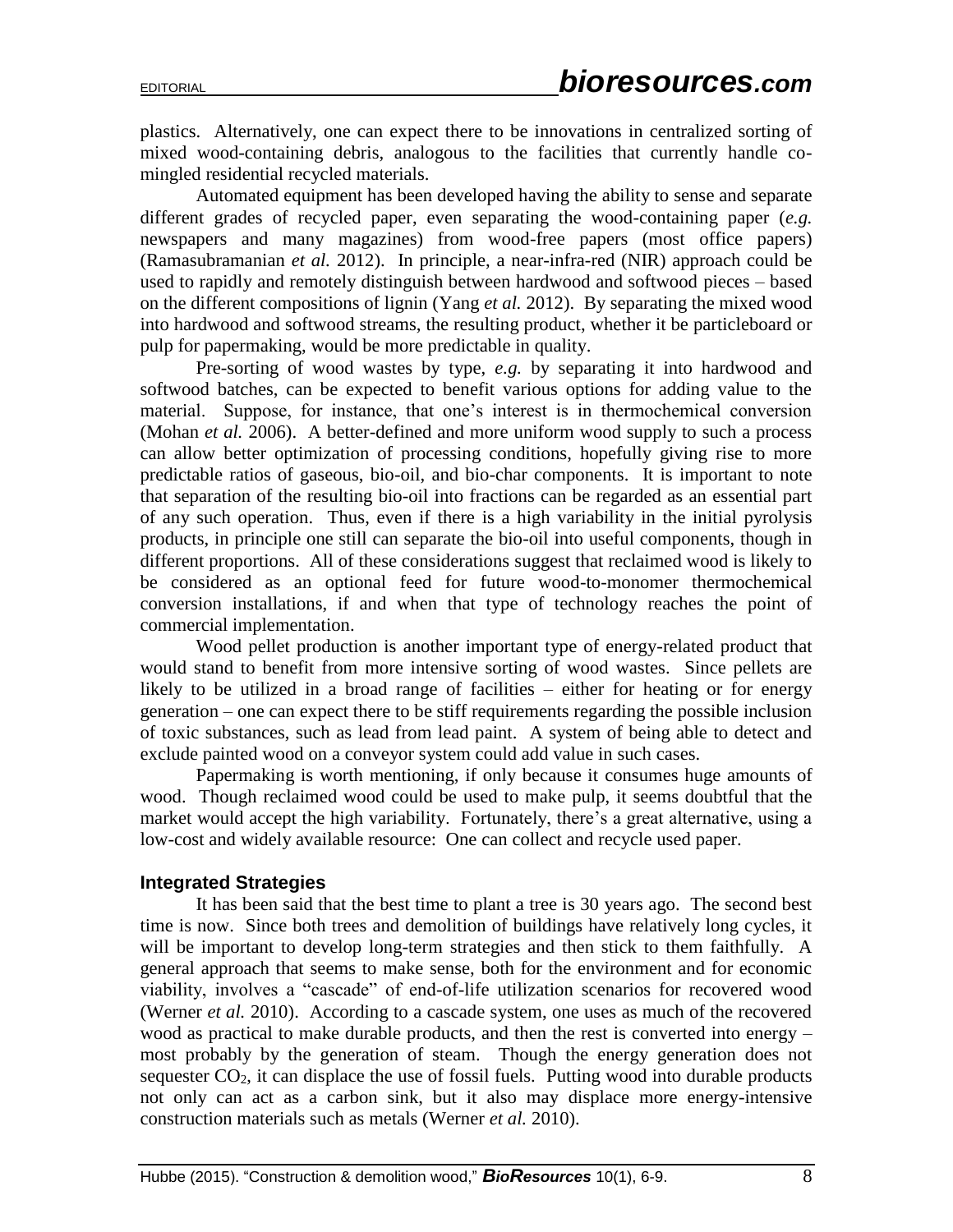plastics. Alternatively, one can expect there to be innovations in centralized sorting of mixed wood-containing debris, analogous to the facilities that currently handle co-mingled residential recycled materials.

Automated equipment has been developed having the ability to sense and separate different grades of recycled paper, even separating the wood-containing paper (*e.g.* newspapers and many magazines) from wood-free papers (most office papers) (Ramasubramanian *et al.* 2012). In principle, a near-infra-red (NIR) approach could be used to rapidly and remotely distinguish between hardwood and softwood pieces – based on the different compositions of lignin (Yang *et al.* 2012). By separating the mixed wood into hardwood and softwood streams, the resulting product, whether it be particleboard or pulp for papermaking, would be more predictable in quality.

Pre-sorting of wood wastes by type, *e.g.* by separating it into hardwood and softwood batches, can be expected to benefit various options for adding value to the material. Suppose, for instance, that one's interest is in thermochemical conversion (Mohan *et al.* 2006). A better-defined and more uniform wood supply to such a process can allow better optimization of processing conditions, hopefully giving rise to more predictable ratios of gaseous, bio-oil, and bio-char components. It is important to note that separation of the resulting bio-oil into fractions can be regarded as an essential part of any such operation. Thus, even if there is a high variability in the initial pyrolysis products, in principle one still can separate the bio-oil into useful components, though in different proportions. All of these considerations suggest that reclaimed wood is likely to be considered as an optional feed for future wood-to-monomer thermochemical conversion installations, if and when that type of technology reaches the point of commercial implementation.

Wood pellet production is another important type of energy-related product that would stand to benefit from more intensive sorting of wood wastes. Since pellets are likely to be utilized in a broad range of facilities – either for heating or for energy generation – one can expect there to be stiff requirements regarding the possible inclusion of toxic substances, such as lead from lead paint. A system of being able to detect and exclude painted wood on a conveyor system could add value in such cases.

Papermaking is worth mentioning, if only because it consumes huge amounts of wood. Though reclaimed wood could be used to make pulp, it seems doubtful that the market would accept the high variability. Fortunately, there's a great alternative, using a low-cost and widely available resource: One can collect and recycle used paper.

### Integrated Strategies

It has been said that the best time to plant a tree is 30 years ago. The second best time is now. Since both trees and demolition of buildings have relatively long cycles, it will be important to develop long-term strategies and then stick to them faithfully. A general approach that seems to make sense, both for the environment and for economic viability, involves a "cascade" of end-of-life utilization scenarios for recovered wood (Werner *et al.* 2010). According to a cascade system, one uses as much of the recovered wood as practical to make durable products, and then the rest is converted into energy – most probably by the generation of steam. Though the energy generation does not sequester $CO_2$, it can displace the use of fossil fuels. Putting wood into durable products not only can act as a carbon sink, but it also may displace more energy-intensive construction materials such as metals (Werner *et al.* 2010).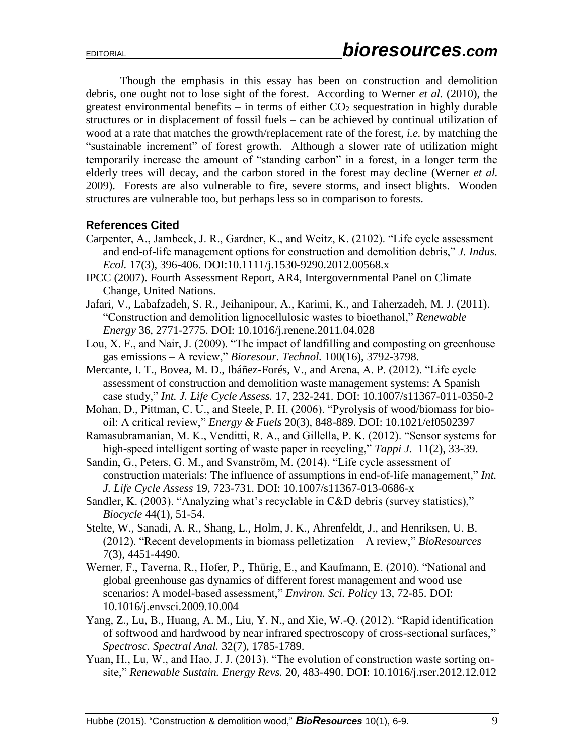Though the emphasis in this essay has been on construction and demolition debris, one ought not to lose sight of the forest. According to Werner *et al.* (2010), the greatest environmental benefits – in terms of either $CO_2$ sequestration in highly durable structures or in displacement of fossil fuels – can be achieved by continual utilization of wood at a rate that matches the growth/replacement rate of the forest, *i.e.* by matching the "sustainable increment" of forest growth. Although a slower rate of utilization might temporarily increase the amount of "standing carbon" in a forest, in a longer term the elderly trees will decay, and the carbon stored in the forest may decline (Werner *et al.* 2009). Forests are also vulnerable to fire, severe storms, and insect blights. Wooden structures are vulnerable too, but perhaps less so in comparison to forests.

## References Cited

Carpenter, A., Jambeck, J. R., Gardner, K., and Weitz, K. (2102). "Life cycle assessment and end-of-life management options for construction and demolition debris," *J. Indus. Ecol.* 17(3), 396-406. DOI:10.1111/j.1530-9290.2012.00568.x

IPCC (2007). Fourth Assessment Report, AR4, Intergovernmental Panel on Climate Change, United Nations.

Jafari, V., Labafzadeh, S. R., Jeihanipour, A., Karimi, K., and Taherzadeh, M. J. (2011). "Construction and demolition lignocellulosic wastes to bioethanol," *Renewable Energy* 36, 2771-2775. DOI: 10.1016/j.renene.2011.04.028

Lou, X. F., and Nair, J. (2009). "The impact of landfilling and composting on greenhouse gas emissions – A review," *Bioresour. Technol.* 100(16), 3792-3798.

Mercante, I. T., Bovea, M. D., Ibáñez-Forés, V., and Arena, A. P. (2012). "Life cycle assessment of construction and demolition waste management systems: A Spanish case study," *Int. J. Life Cycle Assess.* 17, 232-241. DOI: 10.1007/s11367-011-0350-2

Mohan, D., Pittman, C. U., and Steele, P. H. (2006). "Pyrolysis of wood/biomass for bio-oil: A critical review," *Energy & Fuels* 20(3), 848-889. DOI: 10.1021/ef0502397

Ramasubramanian, M. K., Venditti, R. A., and Gillella, P. K. (2012). "Sensor systems for high-speed intelligent sorting of waste paper in recycling," *Tappi J.* 11(2), 33-39.

Sandin, G., Peters, G. M., and Svanström, M. (2014). "Life cycle assessment of construction materials: The influence of assumptions in end-of-life management," *Int. J. Life Cycle Assess* 19, 723-731. DOI: 10.1007/s11367-013-0686-x

Sandler, K. (2003). "Analyzing what's recyclable in C&D debris (survey statistics)," *Biocycle* 44(1), 51-54.

Stelte, W., Sanadi, A. R., Shang, L., Holm, J. K., Ahrenfeldt, J., and Henriksen, U. B. (2012). "Recent developments in biomass pelletization – A review," *BioResources* 7(3), 4451-4490.

Werner, F., Taverna, R., Hofer, P., Thürig, E., and Kaufmann, E. (2010). "National and global greenhouse gas dynamics of different forest management and wood use scenarios: A model-based assessment," *Environ. Sci. Policy* 13, 72-85. DOI: 10.1016/j.envsci.2009.10.004

Yang, Z., Lu, B., Huang, A. M., Liu, Y. N., and Xie, W.-Q. (2012). "Rapid identification of softwood and hardwood by near infrared spectroscopy of cross-sectional surfaces," *Spectrosc. Spectral Anal.* 32(7), 1785-1789.

Yuan, H., Lu, W., and Hao, J. J. (2013). "The evolution of construction waste sorting on-site," *Renewable Sustain. Energy Revs.* 20, 483-490. DOI: 10.1016/j.rser.2012.12.012